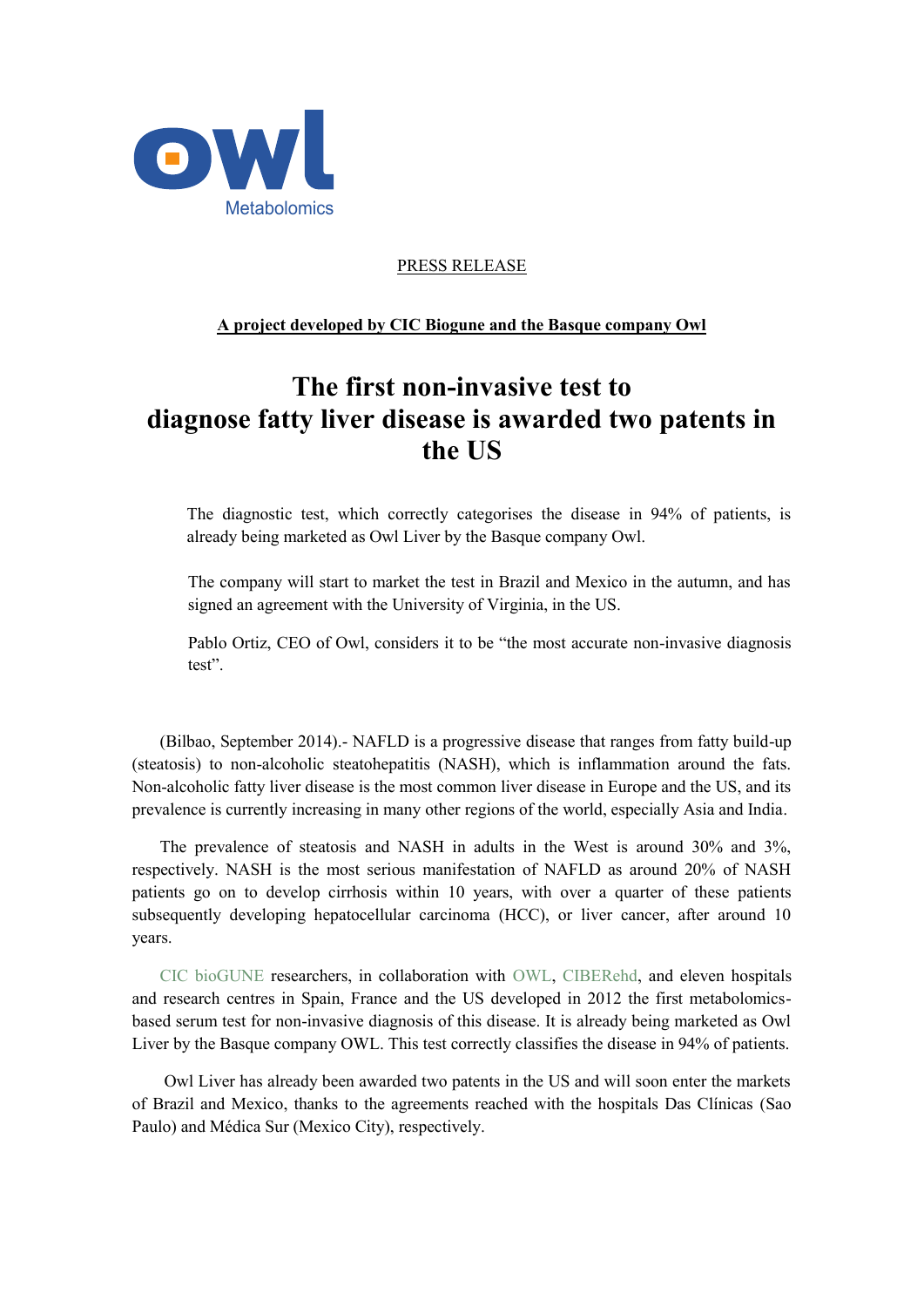owl
Metabolomics

PRESS RELEASE

**A project developed by CIC Biogune and the Basque company Owl**

# The first non-invasive test to diagnose fatty liver disease is awarded two patents in the US

The diagnostic test, which correctly categorises the disease in 94% of patients, is already being marketed as Owl Liver by the Basque company Owl.

The company will start to market the test in Brazil and Mexico in the autumn, and has signed an agreement with the University of Virginia, in the US.

Pablo Ortiz, CEO of Owl, considers it to be "the most accurate non-invasive diagnosis test".

(Bilbao, September 2014).- NAFLD is a progressive disease that ranges from fatty build-up (steatosis) to non-alcoholic steatohepatitis (NASH), which is inflammation around the fats. Non-alcoholic fatty liver disease is the most common liver disease in Europe and the US, and its prevalence is currently increasing in many other regions of the world, especially Asia and India.

The prevalence of steatosis and NASH in adults in the West is around 30% and 3%, respectively. NASH is the most serious manifestation of NAFLD as around 20% of NASH patients go on to develop cirrhosis within 10 years, with over a quarter of these patients subsequently developing hepatocellular carcinoma (HCC), or liver cancer, after around 10 years.

CIC bioGUNE researchers, in collaboration with OWL, CIBERehd, and eleven hospitals and research centres in Spain, France and the US developed in 2012 the first metabolomics-based serum test for non-invasive diagnosis of this disease. It is already being marketed as Owl Liver by the Basque company OWL. This test correctly classifies the disease in 94% of patients.

Owl Liver has already been awarded two patents in the US and will soon enter the markets of Brazil and Mexico, thanks to the agreements reached with the hospitals Das Clínicas (Sao Paulo) and Médica Sur (Mexico City), respectively.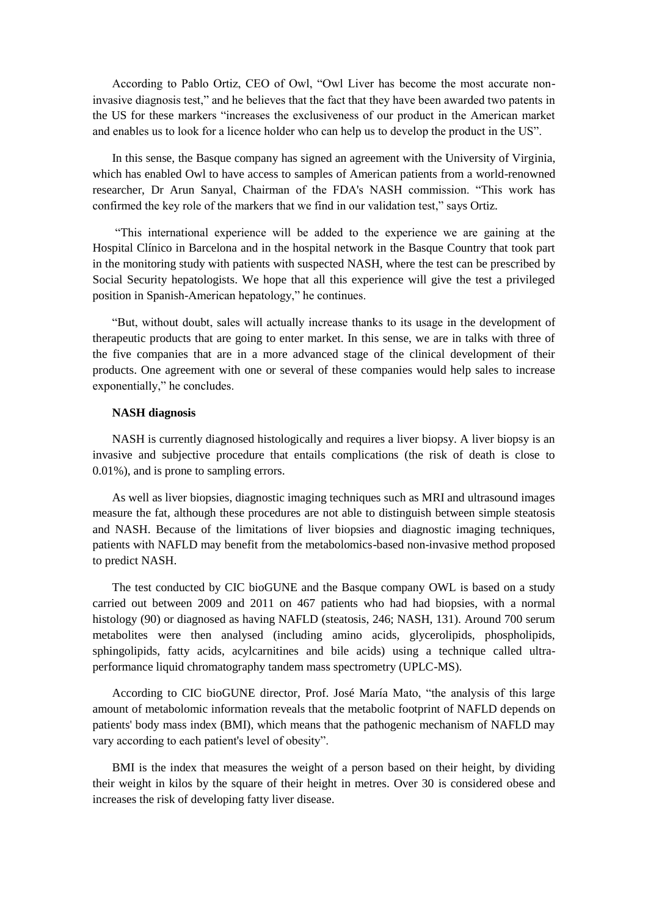According to Pablo Ortiz, CEO of Owl, "Owl Liver has become the most accurate non-invasive diagnosis test," and he believes that the fact that they have been awarded two patents in the US for these markers "increases the exclusiveness of our product in the American market and enables us to look for a licence holder who can help us to develop the product in the US".

In this sense, the Basque company has signed an agreement with the University of Virginia, which has enabled Owl to have access to samples of American patients from a world-renowned researcher, Dr Arun Sanyal, Chairman of the FDA's NASH commission. "This work has confirmed the key role of the markers that we find in our validation test," says Ortiz.

"This international experience will be added to the experience we are gaining at the Hospital Clínico in Barcelona and in the hospital network in the Basque Country that took part in the monitoring study with patients with suspected NASH, where the test can be prescribed by Social Security hepatologists. We hope that all this experience will give the test a privileged position in Spanish-American hepatology," he continues.

"But, without doubt, sales will actually increase thanks to its usage in the development of therapeutic products that are going to enter market. In this sense, we are in talks with three of the five companies that are in a more advanced stage of the clinical development of their products. One agreement with one or several of these companies would help sales to increase exponentially," he concludes.

**NASH diagnosis**

NASH is currently diagnosed histologically and requires a liver biopsy. A liver biopsy is an invasive and subjective procedure that entails complications (the risk of death is close to 0.01%), and is prone to sampling errors.

As well as liver biopsies, diagnostic imaging techniques such as MRI and ultrasound images measure the fat, although these procedures are not able to distinguish between simple steatosis and NASH. Because of the limitations of liver biopsies and diagnostic imaging techniques, patients with NAFLD may benefit from the metabolomics-based non-invasive method proposed to predict NASH.

The test conducted by CIC bioGUNE and the Basque company OWL is based on a study carried out between 2009 and 2011 on 467 patients who had had biopsies, with a normal histology (90) or diagnosed as having NAFLD (steatosis, 246; NASH, 131). Around 700 serum metabolites were then analysed (including amino acids, glycerolipids, phospholipids, sphingolipids, fatty acids, acylcarnitines and bile acids) using a technique called ultra-performance liquid chromatography tandem mass spectrometry (UPLC-MS).

According to CIC bioGUNE director, Prof. José María Mato, "the analysis of this large amount of metabolomic information reveals that the metabolic footprint of NAFLD depends on patients' body mass index (BMI), which means that the pathogenic mechanism of NAFLD may vary according to each patient's level of obesity".

BMI is the index that measures the weight of a person based on their height, by dividing their weight in kilos by the square of their height in metres. Over 30 is considered obese and increases the risk of developing fatty liver disease.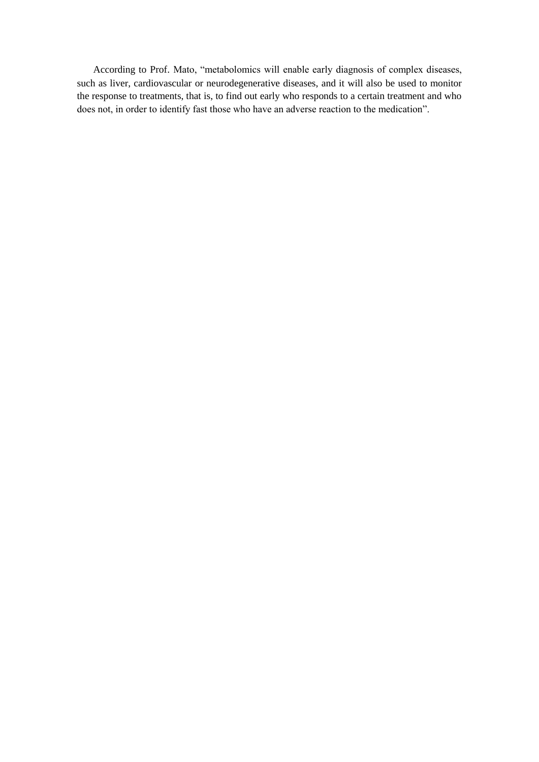According to Prof. Mato, “metabolomics will enable early diagnosis of complex diseases, such as liver, cardiovascular or neurodegenerative diseases, and it will also be used to monitor the response to treatments, that is, to find out early who responds to a certain treatment and who does not, in order to identify fast those who have an adverse reaction to the medication”.